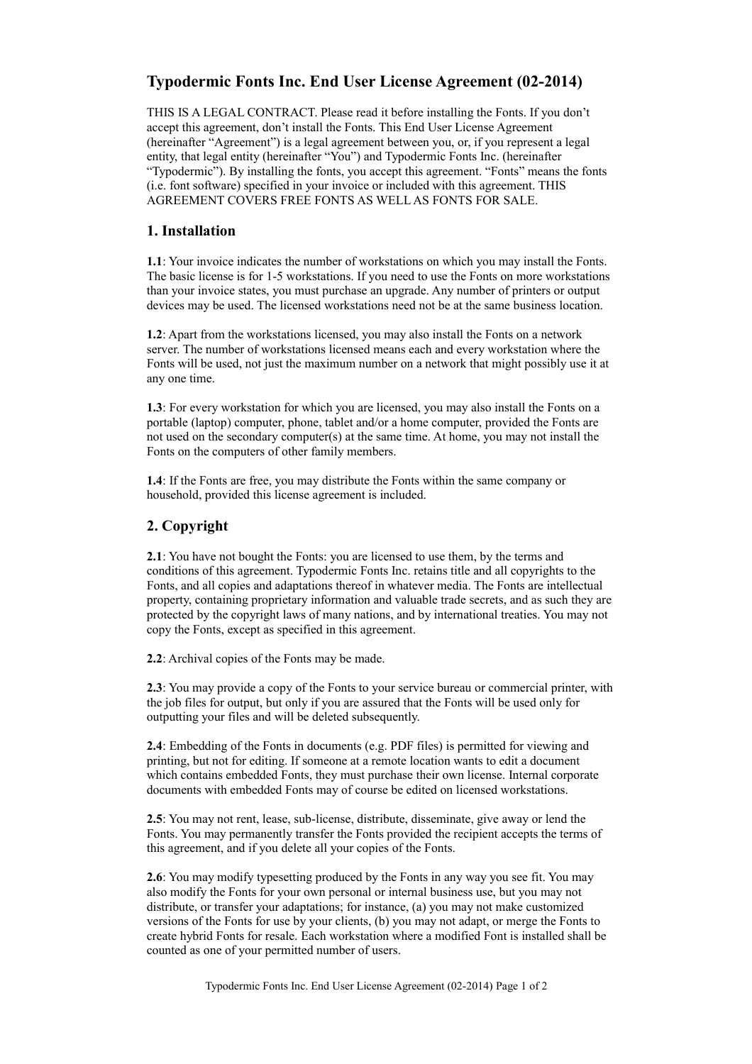# Typodermic Fonts Inc. End User License Agreement (02-2014)

THIS IS A LEGAL CONTRACT. Please read it before installing the Fonts. If you don't accept this agreement, don't install the Fonts. This End User License Agreement (hereinafter "Agreement") is a legal agreement between you, or, if you represent a legal entity, that legal entity (hereinafter "You") and Typodermic Fonts Inc. (hereinafter "Typodermic"). By installing the fonts, you accept this agreement. "Fonts" means the fonts (i.e. font software) specified in your invoice or included with this agreement. THIS AGREEMENT COVERS FREE FONTS AS WELL AS FONTS FOR SALE.

## 1. Installation

**1.1**: Your invoice indicates the number of workstations on which you may install the Fonts. The basic license is for 1-5 workstations. If you need to use the Fonts on more workstations than your invoice states, you must purchase an upgrade. Any number of printers or output devices may be used. The licensed workstations need not be at the same business location.

**1.2**: Apart from the workstations licensed, you may also install the Fonts on a network server. The number of workstations licensed means each and every workstation where the Fonts will be used, not just the maximum number on a network that might possibly use it at any one time.

**1.3**: For every workstation for which you are licensed, you may also install the Fonts on a portable (laptop) computer, phone, tablet and/or a home computer, provided the Fonts are not used on the secondary computer(s) at the same time. At home, you may not install the Fonts on the computers of other family members.

**1.4**: If the Fonts are free, you may distribute the Fonts within the same company or household, provided this license agreement is included.

## 2. Copyright

**2.1**: You have not bought the Fonts: you are licensed to use them, by the terms and conditions of this agreement. Typodermic Fonts Inc. retains title and all copyrights to the Fonts, and all copies and adaptations thereof in whatever media. The Fonts are intellectual property, containing proprietary information and valuable trade secrets, and as such they are protected by the copyright laws of many nations, and by international treaties. You may not copy the Fonts, except as specified in this agreement.

**2.2**: Archival copies of the Fonts may be made.

**2.3**: You may provide a copy of the Fonts to your service bureau or commercial printer, with the job files for output, but only if you are assured that the Fonts will be used only for outputting your files and will be deleted subsequently.

**2.4**: Embedding of the Fonts in documents (e.g. PDF files) is permitted for viewing and printing, but not for editing. If someone at a remote location wants to edit a document which contains embedded Fonts, they must purchase their own license. Internal corporate documents with embedded Fonts may of course be edited on licensed workstations.

**2.5**: You may not rent, lease, sub-license, distribute, disseminate, give away or lend the Fonts. You may permanently transfer the Fonts provided the recipient accepts the terms of this agreement, and if you delete all your copies of the Fonts.

**2.6**: You may modify typesetting produced by the Fonts in any way you see fit. You may also modify the Fonts for your own personal or internal business use, but you may not distribute, or transfer your adaptations; for instance, (a) you may not make customized versions of the Fonts for use by your clients, (b) you may not adapt, or merge the Fonts to create hybrid Fonts for resale. Each workstation where a modified Font is installed shall be counted as one of your permitted number of users.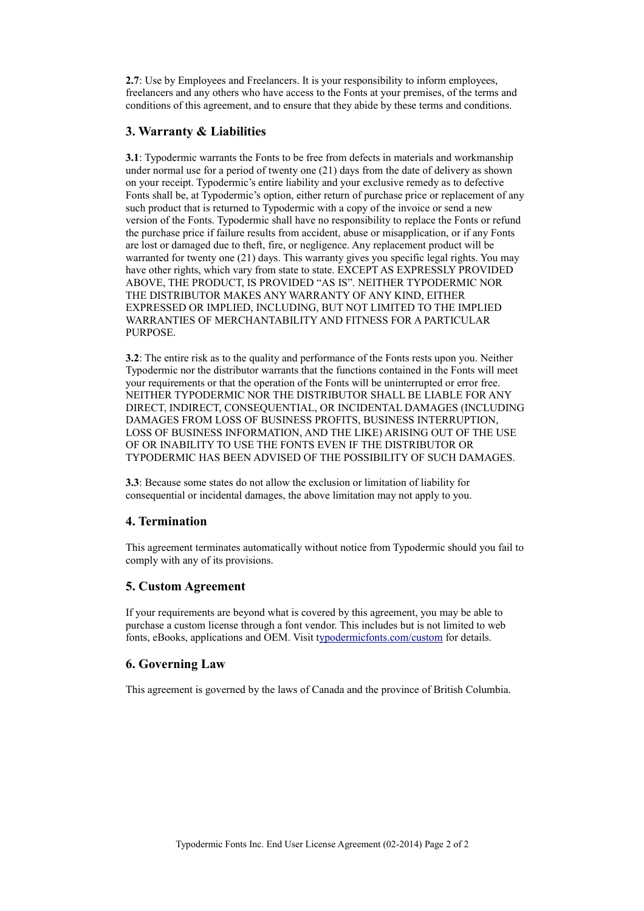**2.7**: Use by Employees and Freelancers. It is your responsibility to inform employees, freelancers and any others who have access to the Fonts at your premises, of the terms and conditions of this agreement, and to ensure that they abide by these terms and conditions.

## 3. Warranty & Liabilities

**3.1**: Typodermic warrants the Fonts to be free from defects in materials and workmanship under normal use for a period of twenty one (21) days from the date of delivery as shown on your receipt. Typodermic's entire liability and your exclusive remedy as to defective Fonts shall be, at Typodermic's option, either return of purchase price or replacement of any such product that is returned to Typodermic with a copy of the invoice or send a new version of the Fonts. Typodermic shall have no responsibility to replace the Fonts or refund the purchase price if failure results from accident, abuse or misapplication, or if any Fonts are lost or damaged due to theft, fire, or negligence. Any replacement product will be warranted for twenty one (21) days. This warranty gives you specific legal rights. You may have other rights, which vary from state to state. EXCEPT AS EXPRESSLY PROVIDED ABOVE, THE PRODUCT, IS PROVIDED "AS IS". NEITHER TYPODERMIC NOR THE DISTRIBUTOR MAKES ANY WARRANTY OF ANY KIND, EITHER EXPRESSED OR IMPLIED, INCLUDING, BUT NOT LIMITED TO THE IMPLIED WARRANTIES OF MERCHANTABILITY AND FITNESS FOR A PARTICULAR PURPOSE.

**3.2**: The entire risk as to the quality and performance of the Fonts rests upon you. Neither Typodermic nor the distributor warrants that the functions contained in the Fonts will meet your requirements or that the operation of the Fonts will be uninterrupted or error free. NEITHER TYPODERMIC NOR THE DISTRIBUTOR SHALL BE LIABLE FOR ANY DIRECT, INDIRECT, CONSEQUENTIAL, OR INCIDENTAL DAMAGES (INCLUDING DAMAGES FROM LOSS OF BUSINESS PROFITS, BUSINESS INTERRUPTION, LOSS OF BUSINESS INFORMATION, AND THE LIKE) ARISING OUT OF THE USE OF OR INABILITY TO USE THE FONTS EVEN IF THE DISTRIBUTOR OR TYPODERMIC HAS BEEN ADVISED OF THE POSSIBILITY OF SUCH DAMAGES.

**3.3**: Because some states do not allow the exclusion or limitation of liability for consequential or incidental damages, the above limitation may not apply to you.

## 4. Termination

This agreement terminates automatically without notice from Typodermic should you fail to comply with any of its provisions.

## 5. Custom Agreement

If your requirements are beyond what is covered by this agreement, you may be able to purchase a custom license through a font vendor. This includes but is not limited to web fonts, eBooks, applications and OEM. Visit typodermicfonts.com/custom for details.

## 6. Governing Law

This agreement is governed by the laws of Canada and the province of British Columbia.